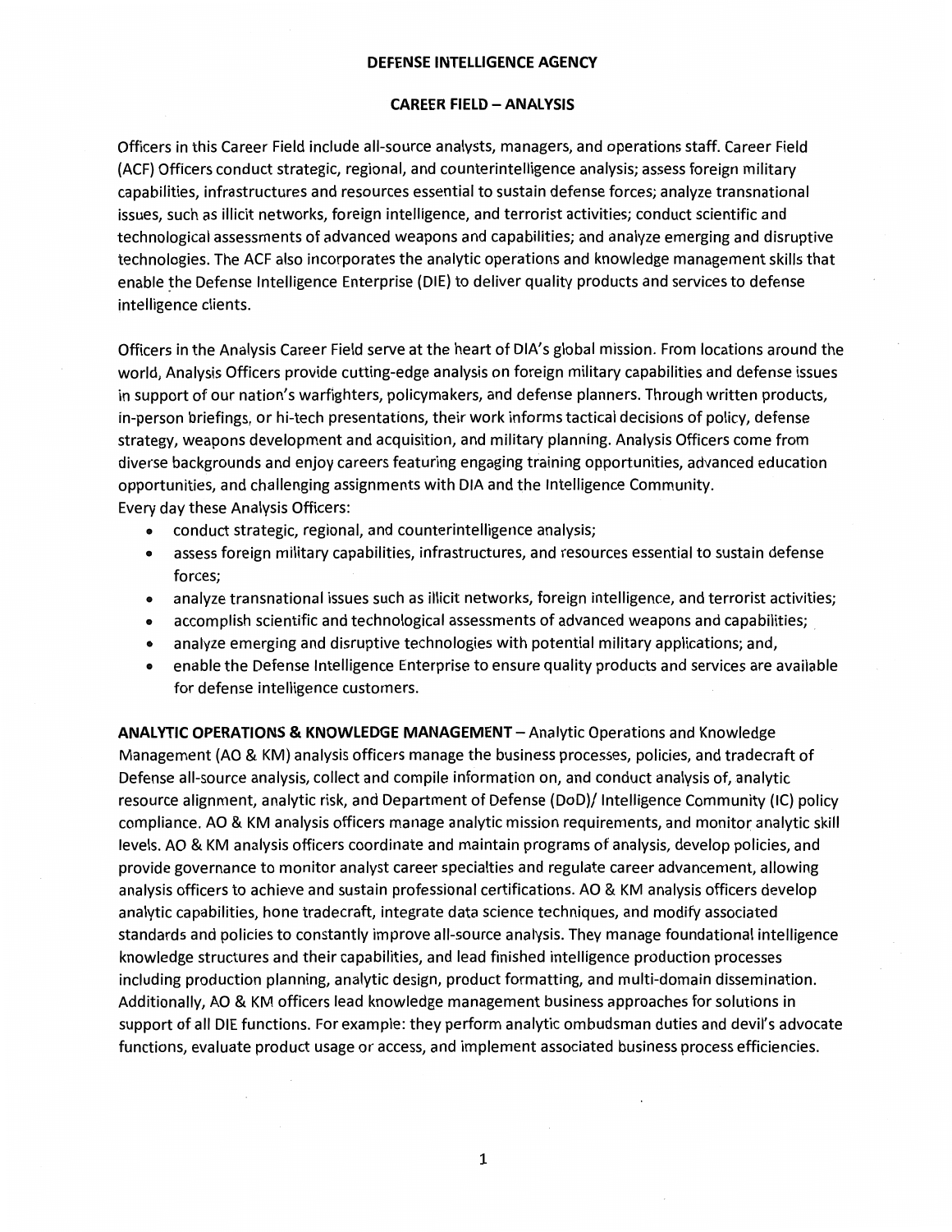# DEFENSE INTELLIGENCE AGENCY

## CAREER FIELD – ANALYSIS

Officers in this Career Field include all-source analysts, managers, and operations staff. Career Field (ACF) Officers conduct strategic, regional, and counterintelligence analysis; assess foreign military capabilities, infrastructures and resources essential to sustain defense forces; analyze transnational issues, such as illicit networks, foreign intelligence, and terrorist activities; conduct scientific and technological assessments of advanced weapons and capabilities; and analyze emerging and disruptive technologies. The ACF also incorporates the analytic operations and knowledge management skills that enable the Defense Intelligence Enterprise (DIE) to deliver quality products and services to defense intelligence clients.

Officers in the Analysis Career Field serve at the heart of DIA's global mission. From locations around the world, Analysis Officers provide cutting-edge analysis on foreign military capabilities and defense issues in support of our nation's warfighters, policymakers, and defense planners. Through written products, in-person briefings, or hi-tech presentations, their work informs tactical decisions of policy, defense strategy, weapons development and acquisition, and military planning. Analysis Officers come from diverse backgrounds and enjoy careers featuring engaging training opportunities, advanced education opportunities, and challenging assignments with DIA and the Intelligence Community.
Every day these Analysis Officers:

- conduct strategic, regional, and counterintelligence analysis;
- assess foreign military capabilities, infrastructures, and resources essential to sustain defense forces;
- analyze transnational issues such as illicit networks, foreign intelligence, and terrorist activities;
- accomplish scientific and technological assessments of advanced weapons and capabilities;
- analyze emerging and disruptive technologies with potential military applications; and,
- enable the Defense Intelligence Enterprise to ensure quality products and services are available for defense intelligence customers.

**ANALYTIC OPERATIONS & KNOWLEDGE MANAGEMENT** – Analytic Operations and Knowledge Management (AO & KM) analysis officers manage the business processes, policies, and tradecraft of Defense all-source analysis, collect and compile information on, and conduct analysis of, analytic resource alignment, analytic risk, and Department of Defense (DoD)/ Intelligence Community (IC) policy compliance. AO & KM analysis officers manage analytic mission requirements, and monitor analytic skill levels. AO & KM analysis officers coordinate and maintain programs of analysis, develop policies, and provide governance to monitor analyst career specialties and regulate career advancement, allowing analysis officers to achieve and sustain professional certifications. AO & KM analysis officers develop analytic capabilities, hone tradecraft, integrate data science techniques, and modify associated standards and policies to constantly improve all-source analysis. They manage foundational intelligence knowledge structures and their capabilities, and lead finished intelligence production processes including production planning, analytic design, product formatting, and multi-domain dissemination. Additionally, AO & KM officers lead knowledge management business approaches for solutions in support of all DIE functions. For example: they perform analytic ombudsman duties and devil's advocate functions, evaluate product usage or access, and implement associated business process efficiencies.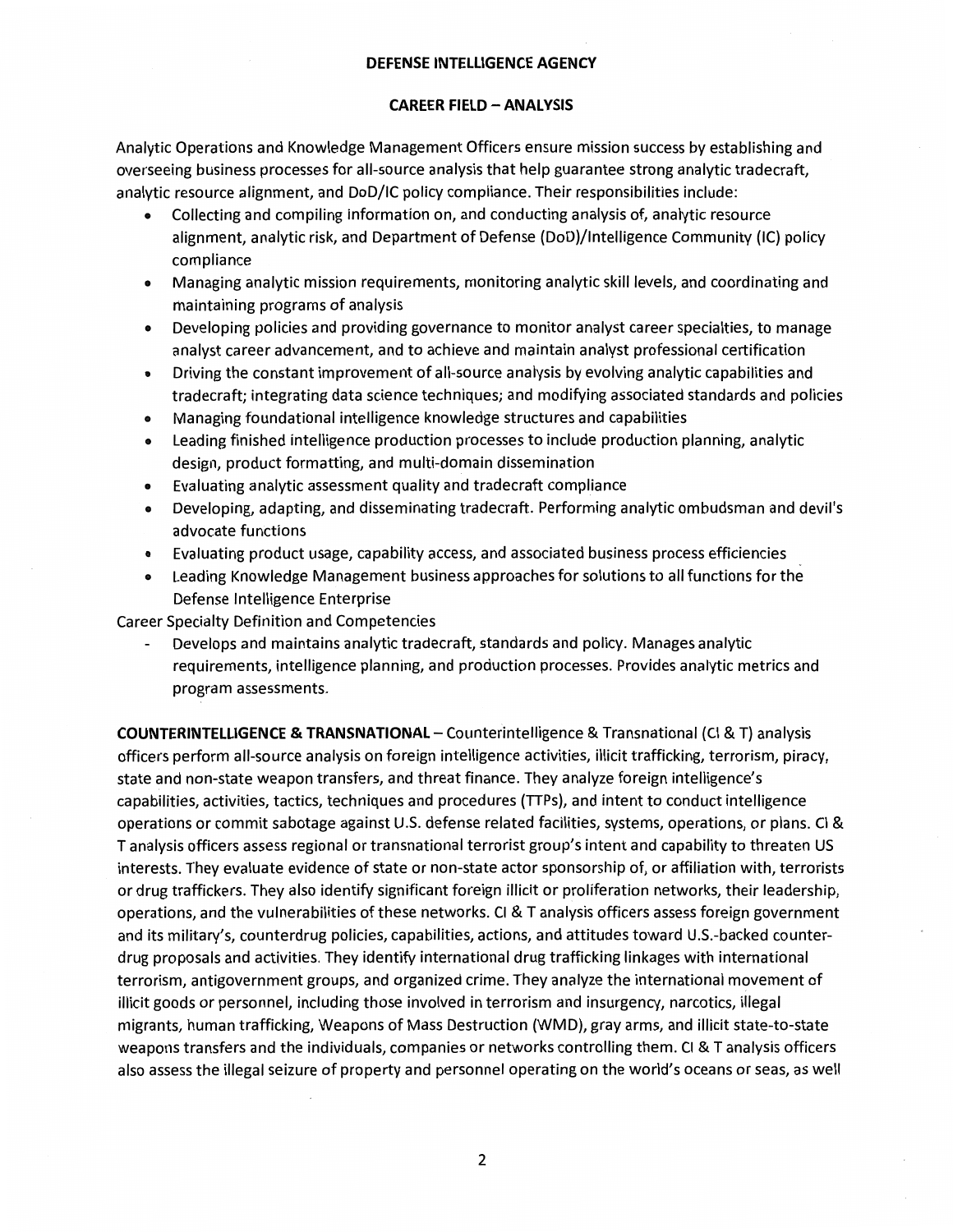**DEFENSE INTELLIGENCE AGENCY**

**CAREER FIELD – ANALYSIS**

Analytic Operations and Knowledge Management Officers ensure mission success by establishing and overseeing business processes for all-source analysis that help guarantee strong analytic tradecraft, analytic resource alignment, and DoD/IC policy compliance. Their responsibilities include:

- Collecting and compiling information on, and conducting analysis of, analytic resource alignment, analytic risk, and Department of Defense (DoD)/Intelligence Community (IC) policy compliance
- Managing analytic mission requirements, monitoring analytic skill levels, and coordinating and maintaining programs of analysis
- Developing policies and providing governance to monitor analyst career specialties, to manage analyst career advancement, and to achieve and maintain analyst professional certification
- Driving the constant improvement of all-source analysis by evolving analytic capabilities and tradecraft; integrating data science techniques; and modifying associated standards and policies
- Managing foundational intelligence knowledge structures and capabilities
- Leading finished intelligence production processes to include production planning, analytic design, product formatting, and multi-domain dissemination
- Evaluating analytic assessment quality and tradecraft compliance
- Developing, adapting, and disseminating tradecraft. Performing analytic ombudsman and devil's advocate functions
- Evaluating product usage, capability access, and associated business process efficiencies
- Leading Knowledge Management business approaches for solutions to all functions for the Defense Intelligence Enterprise

Career Specialty Definition and Competencies

- Develops and maintains analytic tradecraft, standards and policy. Manages analytic requirements, intelligence planning, and production processes. Provides analytic metrics and program assessments.

**COUNTERINTELLIGENCE & TRANSNATIONAL** – Counterintelligence & Transnational (CI & T) analysis officers perform all-source analysis on foreign intelligence activities, illicit trafficking, terrorism, piracy, state and non-state weapon transfers, and threat finance. They analyze foreign intelligence's capabilities, activities, tactics, techniques and procedures (TTPs), and intent to conduct intelligence operations or commit sabotage against U.S. defense related facilities, systems, operations, or plans. CI & T analysis officers assess regional or transnational terrorist group's intent and capability to threaten US interests. They evaluate evidence of state or non-state actor sponsorship of, or affiliation with, terrorists or drug traffickers. They also identify significant foreign illicit or proliferation networks, their leadership, operations, and the vulnerabilities of these networks. CI & T analysis officers assess foreign government and its military's, counterdrug policies, capabilities, actions, and attitudes toward U.S.-backed counter-drug proposals and activities. They identify international drug trafficking linkages with international terrorism, antigovernment groups, and organized crime. They analyze the international movement of illicit goods or personnel, including those involved in terrorism and insurgency, narcotics, illegal migrants, human trafficking, Weapons of Mass Destruction (WMD), gray arms, and illicit state-to-state weapons transfers and the individuals, companies or networks controlling them. CI & T analysis officers also assess the illegal seizure of property and personnel operating on the world's oceans or seas, as well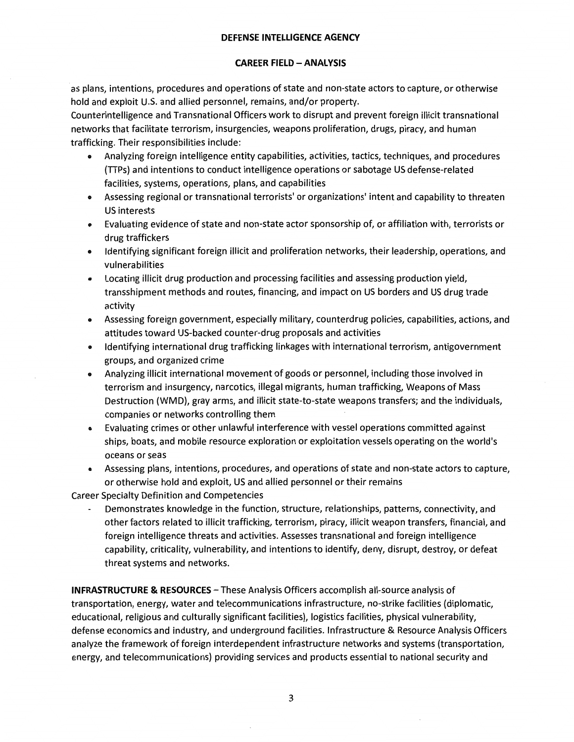as plans, intentions, procedures and operations of state and non-state actors to capture, or otherwise hold and exploit U.S. and allied personnel, remains, and/or property.

Counterintelligence and Transnational Officers work to disrupt and prevent foreign illicit transnational networks that facilitate terrorism, insurgencies, weapons proliferation, drugs, piracy, and human trafficking. Their responsibilities include:

- Analyzing foreign intelligence entity capabilities, activities, tactics, techniques, and procedures (TTPs) and intentions to conduct intelligence operations or sabotage US defense-related facilities, systems, operations, plans, and capabilities
- Assessing regional or transnational terrorists' or organizations' intent and capability to threaten US interests
- Evaluating evidence of state and non-state actor sponsorship of, or affiliation with, terrorists or drug traffickers
- Identifying significant foreign illicit and proliferation networks, their leadership, operations, and vulnerabilities
- Locating illicit drug production and processing facilities and assessing production yield, transshipment methods and routes, financing, and impact on US borders and US drug trade activity
- Assessing foreign government, especially military, counterdrug policies, capabilities, actions, and attitudes toward US-backed counter-drug proposals and activities
- Identifying international drug trafficking linkages with international terrorism, antigovernment groups, and organized crime
- Analyzing illicit international movement of goods or personnel, including those involved in terrorism and insurgency, narcotics, illegal migrants, human trafficking, Weapons of Mass Destruction (WMD), gray arms, and illicit state-to-state weapons transfers; and the individuals, companies or networks controlling them
- Evaluating crimes or other unlawful interference with vessel operations committed against ships, boats, and mobile resource exploration or exploitation vessels operating on the world's oceans or seas
- Assessing plans, intentions, procedures, and operations of state and non-state actors to capture, or otherwise hold and exploit, US and allied personnel or their remains

Career Specialty Definition and Competencies

- Demonstrates knowledge in the function, structure, relationships, patterns, connectivity, and other factors related to illicit trafficking, terrorism, piracy, illicit weapon transfers, financial, and foreign intelligence threats and activities. Assesses transnational and foreign intelligence capability, criticality, vulnerability, and intentions to identify, deny, disrupt, destroy, or defeat threat systems and networks.

**INFRASTRUCTURE & RESOURCES** – These Analysis Officers accomplish all-source analysis of transportation, energy, water and telecommunications infrastructure, no-strike facilities (diplomatic, educational, religious and culturally significant facilities), logistics facilities, physical vulnerability, defense economics and industry, and underground facilities. Infrastructure & Resource Analysis Officers analyze the framework of foreign interdependent infrastructure networks and systems (transportation, energy, and telecommunications) providing services and products essential to national security and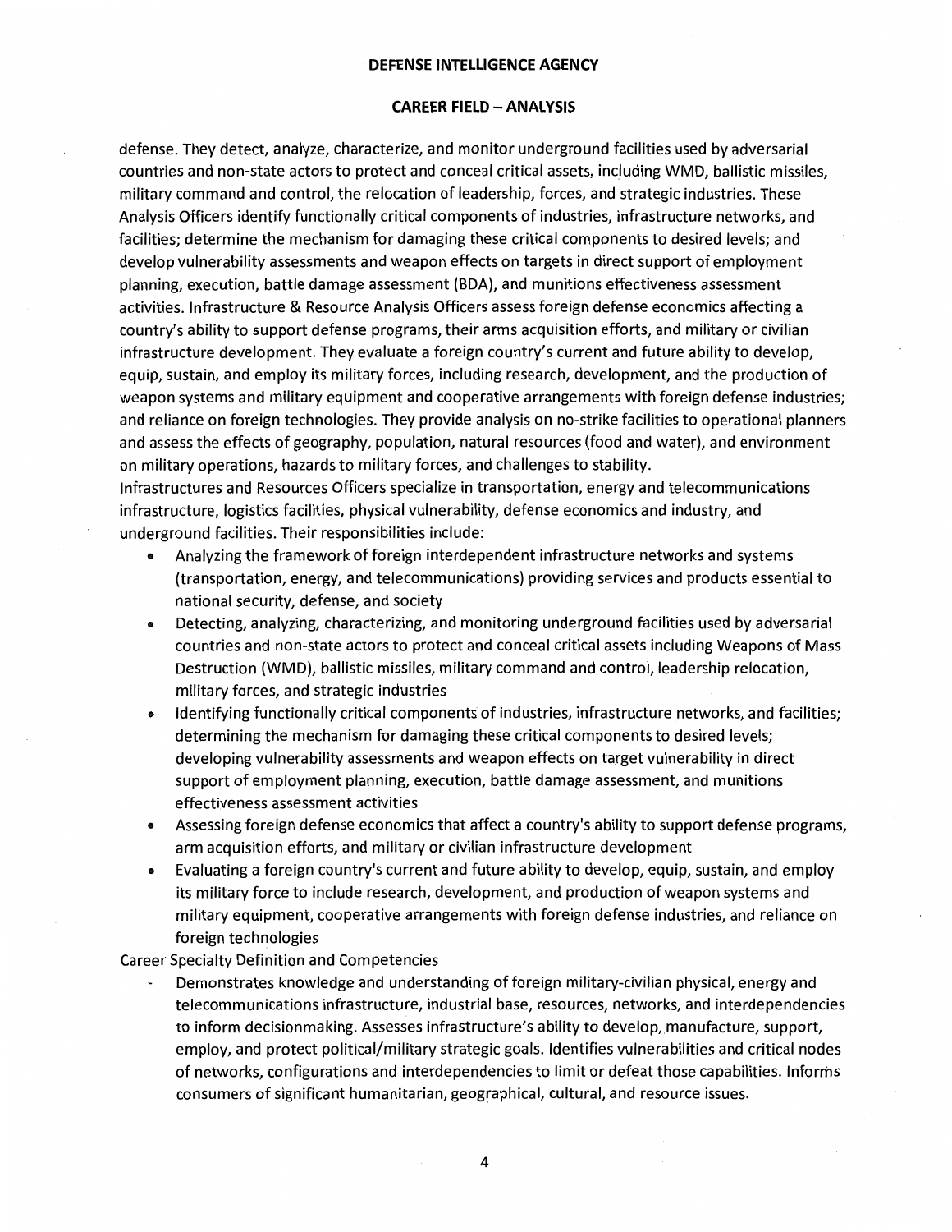defense. They detect, analyze, characterize, and monitor underground facilities used by adversarial countries and non-state actors to protect and conceal critical assets, including WMD, ballistic missiles, military command and control, the relocation of leadership, forces, and strategic industries. These Analysis Officers identify functionally critical components of industries, infrastructure networks, and facilities; determine the mechanism for damaging these critical components to desired levels; and develop vulnerability assessments and weapon effects on targets in direct support of employment planning, execution, battle damage assessment (BDA), and munitions effectiveness assessment activities. Infrastructure & Resource Analysis Officers assess foreign defense economics affecting a country's ability to support defense programs, their arms acquisition efforts, and military or civilian infrastructure development. They evaluate a foreign country's current and future ability to develop, equip, sustain, and employ its military forces, including research, development, and the production of weapon systems and military equipment and cooperative arrangements with foreign defense industries; and reliance on foreign technologies. They provide analysis on no-strike facilities to operational planners and assess the effects of geography, population, natural resources (food and water), and environment on military operations, hazards to military forces, and challenges to stability.

Infrastructures and Resources Officers specialize in transportation, energy and telecommunications infrastructure, logistics facilities, physical vulnerability, defense economics and industry, and underground facilities. Their responsibilities include:

- Analyzing the framework of foreign interdependent infrastructure networks and systems (transportation, energy, and telecommunications) providing services and products essential to national security, defense, and society
- Detecting, analyzing, characterizing, and monitoring underground facilities used by adversarial countries and non-state actors to protect and conceal critical assets including Weapons of Mass Destruction (WMD), ballistic missiles, military command and control, leadership relocation, military forces, and strategic industries
- Identifying functionally critical components of industries, infrastructure networks, and facilities; determining the mechanism for damaging these critical components to desired levels; developing vulnerability assessments and weapon effects on target vulnerability in direct support of employment planning, execution, battle damage assessment, and munitions effectiveness assessment activities
- Assessing foreign defense economics that affect a country's ability to support defense programs, arm acquisition efforts, and military or civilian infrastructure development
- Evaluating a foreign country's current and future ability to develop, equip, sustain, and employ its military force to include research, development, and production of weapon systems and military equipment, cooperative arrangements with foreign defense industries, and reliance on foreign technologies

Career Specialty Definition and Competencies

- Demonstrates knowledge and understanding of foreign military-civilian physical, energy and telecommunications infrastructure, industrial base, resources, networks, and interdependencies to inform decisionmaking. Assesses infrastructure's ability to develop, manufacture, support, employ, and protect political/military strategic goals. Identifies vulnerabilities and critical nodes of networks, configurations and interdependencies to limit or defeat those capabilities. Informs consumers of significant humanitarian, geographical, cultural, and resource issues.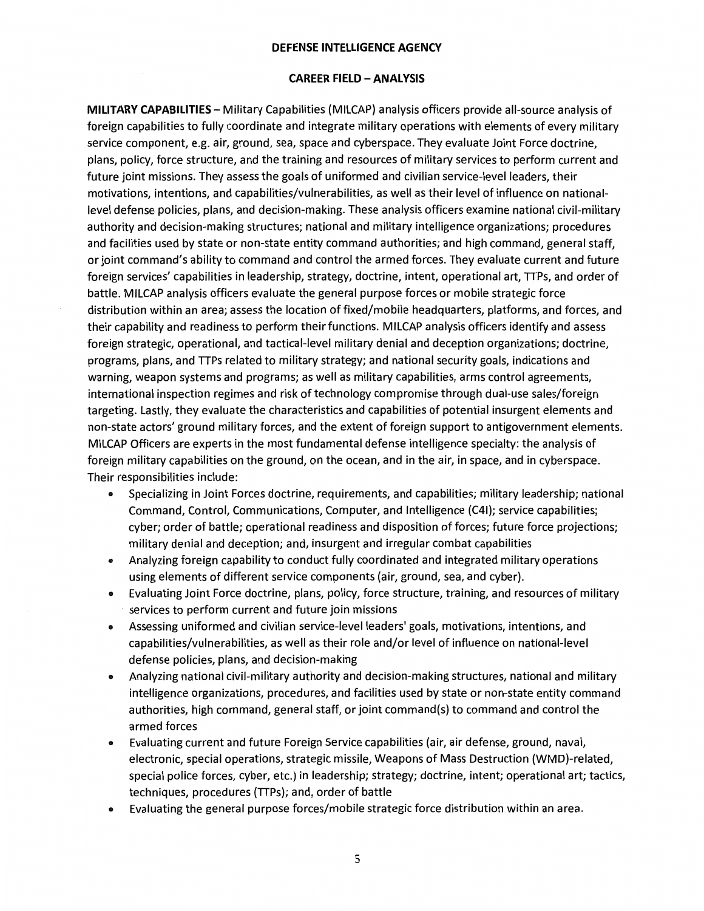**DEFENSE INTELLIGENCE AGENCY**

**CAREER FIELD – ANALYSIS**

**MILITARY CAPABILITIES** – Military Capabilities (MILCAP) analysis officers provide all-source analysis of foreign capabilities to fully coordinate and integrate military operations with elements of every military service component, e.g. air, ground, sea, space and cyberspace. They evaluate Joint Force doctrine, plans, policy, force structure, and the training and resources of military services to perform current and future joint missions. They assess the goals of uniformed and civilian service-level leaders, their motivations, intentions, and capabilities/vulnerabilities, as well as their level of influence on national-level defense policies, plans, and decision-making. These analysis officers examine national civil-military authority and decision-making structures; national and military intelligence organizations; procedures and facilities used by state or non-state entity command authorities; and high command, general staff, or joint command's ability to command and control the armed forces. They evaluate current and future foreign services' capabilities in leadership, strategy, doctrine, intent, operational art, TTPs, and order of battle. MILCAP analysis officers evaluate the general purpose forces or mobile strategic force distribution within an area; assess the location of fixed/mobile headquarters, platforms, and forces, and their capability and readiness to perform their functions. MILCAP analysis officers identify and assess foreign strategic, operational, and tactical-level military denial and deception organizations; doctrine, programs, plans, and TTPs related to military strategy; and national security goals, indications and warning, weapon systems and programs; as well as military capabilities, arms control agreements, international inspection regimes and risk of technology compromise through dual-use sales/foreign targeting. Lastly, they evaluate the characteristics and capabilities of potential insurgent elements and non-state actors' ground military forces, and the extent of foreign support to antigovernment elements. MILCAP Officers are experts in the most fundamental defense intelligence specialty: the analysis of foreign military capabilities on the ground, on the ocean, and in the air, in space, and in cyberspace. Their responsibilities include:

- Specializing in Joint Forces doctrine, requirements, and capabilities; military leadership; national Command, Control, Communications, Computer, and Intelligence (C4I); service capabilities; cyber; order of battle; operational readiness and disposition of forces; future force projections; military denial and deception; and, insurgent and irregular combat capabilities
- Analyzing foreign capability to conduct fully coordinated and integrated military operations using elements of different service components (air, ground, sea, and cyber).
- Evaluating Joint Force doctrine, plans, policy, force structure, training, and resources of military services to perform current and future join missions
- Assessing uniformed and civilian service-level leaders' goals, motivations, intentions, and capabilities/vulnerabilities, as well as their role and/or level of influence on national-level defense policies, plans, and decision-making
- Analyzing national civil-military authority and decision-making structures, national and military intelligence organizations, procedures, and facilities used by state or non-state entity command authorities, high command, general staff, or joint command(s) to command and control the armed forces
- Evaluating current and future Foreign Service capabilities (air, air defense, ground, naval, electronic, special operations, strategic missile, Weapons of Mass Destruction (WMD)-related, special police forces, cyber, etc.) in leadership; strategy; doctrine, intent; operational art; tactics, techniques, procedures (TTPs); and, order of battle
- Evaluating the general purpose forces/mobile strategic force distribution within an area.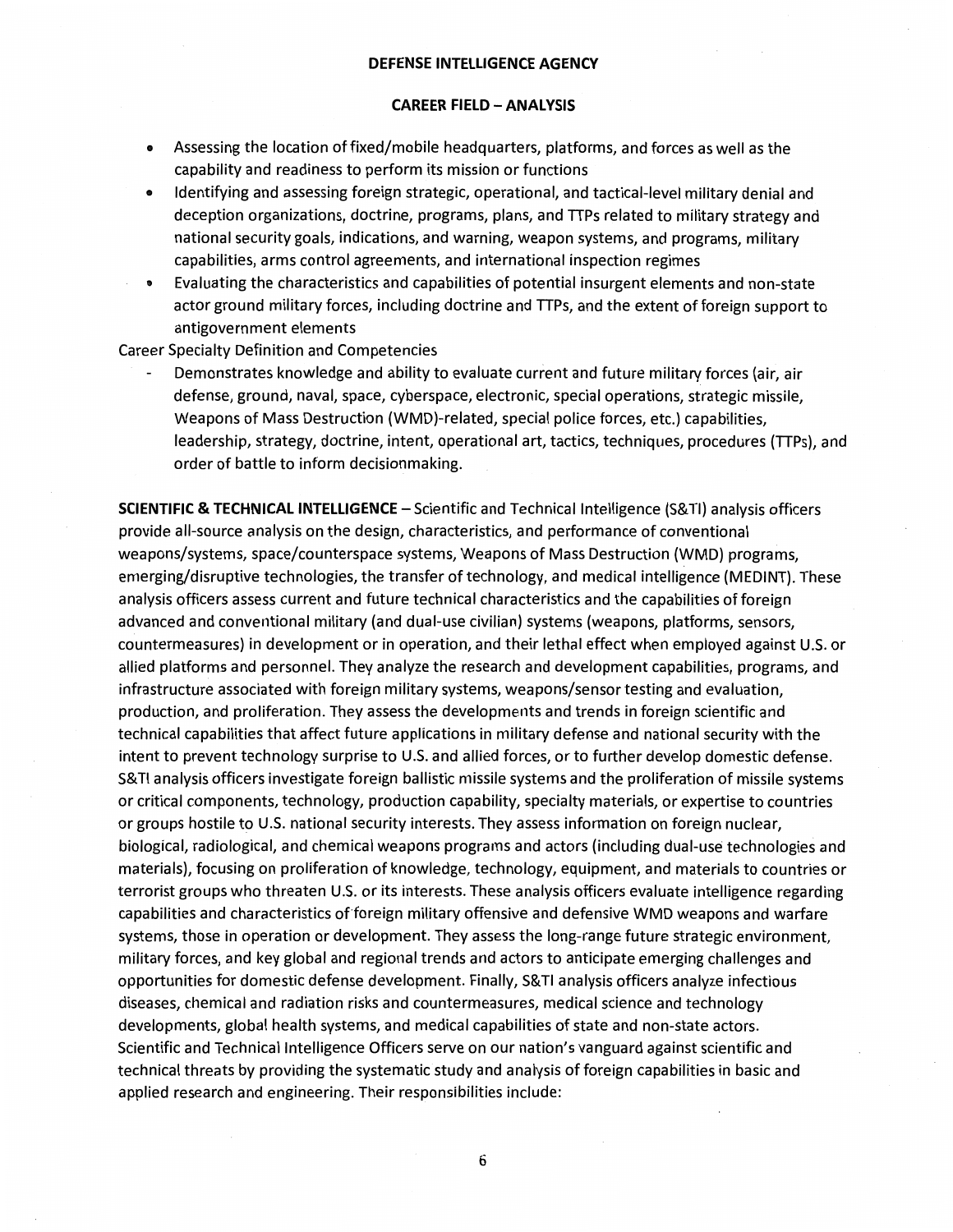- Assessing the location of fixed/mobile headquarters, platforms, and forces as well as the capability and readiness to perform its mission or functions
- Identifying and assessing foreign strategic, operational, and tactical-level military denial and deception organizations, doctrine, programs, plans, and TTPs related to military strategy and national security goals, indications, and warning, weapon systems, and programs, military capabilities, arms control agreements, and international inspection regimes
- Evaluating the characteristics and capabilities of potential insurgent elements and non-state actor ground military forces, including doctrine and TTPs, and the extent of foreign support to antigovernment elements

Career Specialty Definition and Competencies

- Demonstrates knowledge and ability to evaluate current and future military forces (air, air defense, ground, naval, space, cyberspace, electronic, special operations, strategic missile, Weapons of Mass Destruction (WMD)-related, special police forces, etc.) capabilities, leadership, strategy, doctrine, intent, operational art, tactics, techniques, procedures (TTPs), and order of battle to inform decisionmaking.

**SCIENTIFIC & TECHNICAL INTELLIGENCE** – Scientific and Technical Intelligence (S&TI) analysis officers provide all-source analysis on the design, characteristics, and performance of conventional weapons/systems, space/counterspace systems, Weapons of Mass Destruction (WMD) programs, emerging/disruptive technologies, the transfer of technology, and medical intelligence (MEDINT). These analysis officers assess current and future technical characteristics and the capabilities of foreign advanced and conventional military (and dual-use civilian) systems (weapons, platforms, sensors, countermeasures) in development or in operation, and their lethal effect when employed against U.S. or allied platforms and personnel. They analyze the research and development capabilities, programs, and infrastructure associated with foreign military systems, weapons/sensor testing and evaluation, production, and proliferation. They assess the developments and trends in foreign scientific and technical capabilities that affect future applications in military defense and national security with the intent to prevent technology surprise to U.S. and allied forces, or to further develop domestic defense. S&TI analysis officers investigate foreign ballistic missile systems and the proliferation of missile systems or critical components, technology, production capability, specialty materials, or expertise to countries or groups hostile to U.S. national security interests. They assess information on foreign nuclear, biological, radiological, and chemical weapons programs and actors (including dual-use technologies and materials), focusing on proliferation of knowledge, technology, equipment, and materials to countries or terrorist groups who threaten U.S. or its interests. These analysis officers evaluate intelligence regarding capabilities and characteristics of foreign military offensive and defensive WMD weapons and warfare systems, those in operation or development. They assess the long-range future strategic environment, military forces, and key global and regional trends and actors to anticipate emerging challenges and opportunities for domestic defense development. Finally, S&TI analysis officers analyze infectious diseases, chemical and radiation risks and countermeasures, medical science and technology developments, global health systems, and medical capabilities of state and non-state actors. Scientific and Technical Intelligence Officers serve on our nation's vanguard against scientific and technical threats by providing the systematic study and analysis of foreign capabilities in basic and applied research and engineering. Their responsibilities include: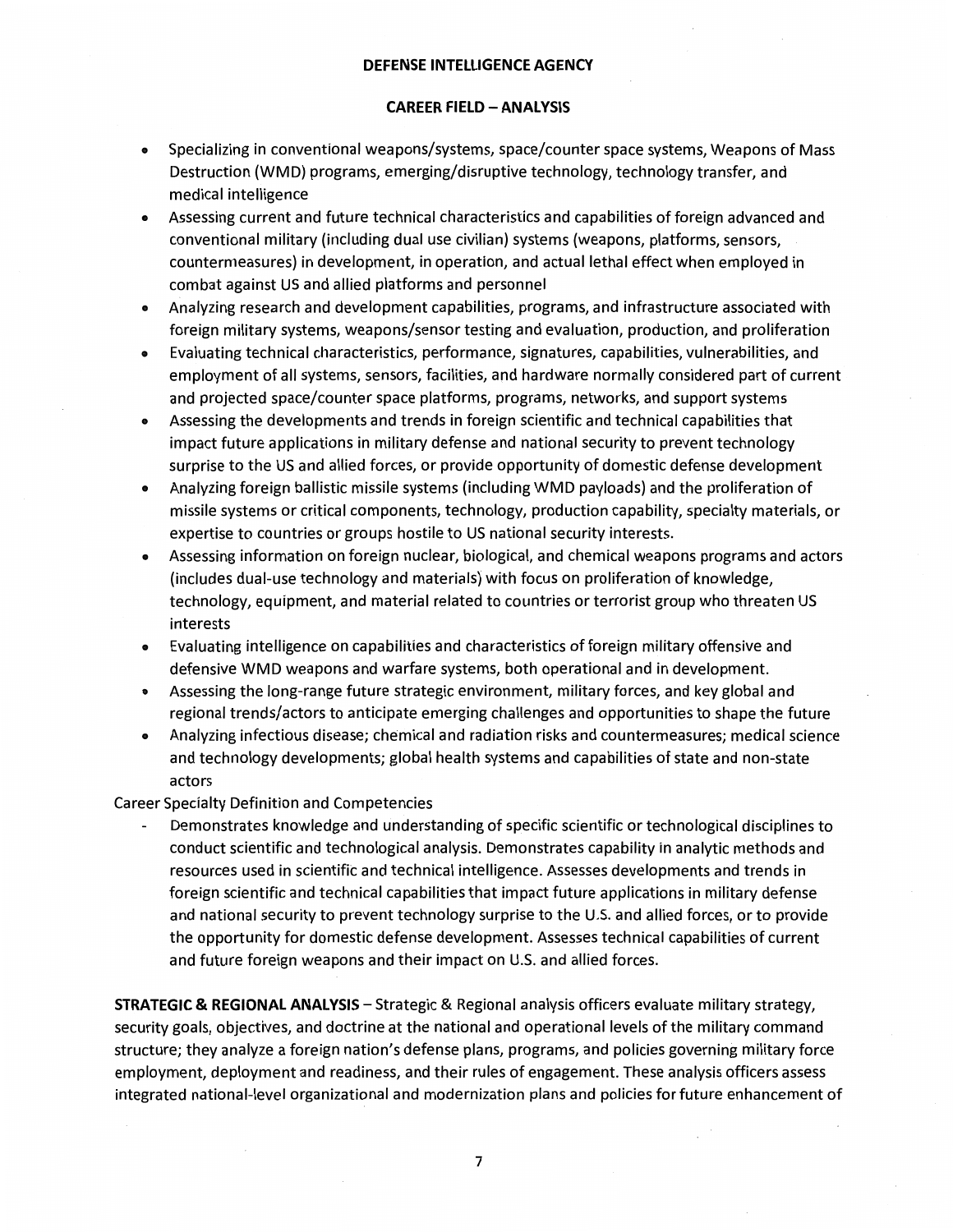**DEFENSE INTELLIGENCE AGENCY**

**CAREER FIELD – ANALYSIS**

- Specializing in conventional weapons/systems, space/counter space systems, Weapons of Mass Destruction (WMD) programs, emerging/disruptive technology, technology transfer, and medical intelligence
- Assessing current and future technical characteristics and capabilities of foreign advanced and conventional military (including dual use civilian) systems (weapons, platforms, sensors, countermeasures) in development, in operation, and actual lethal effect when employed in combat against US and allied platforms and personnel
- Analyzing research and development capabilities, programs, and infrastructure associated with foreign military systems, weapons/sensor testing and evaluation, production, and proliferation
- Evaluating technical characteristics, performance, signatures, capabilities, vulnerabilities, and employment of all systems, sensors, facilities, and hardware normally considered part of current and projected space/counter space platforms, programs, networks, and support systems
- Assessing the developments and trends in foreign scientific and technical capabilities that impact future applications in military defense and national security to prevent technology surprise to the US and allied forces, or provide opportunity of domestic defense development
- Analyzing foreign ballistic missile systems (including WMD payloads) and the proliferation of missile systems or critical components, technology, production capability, specialty materials, or expertise to countries or groups hostile to US national security interests.
- Assessing information on foreign nuclear, biological, and chemical weapons programs and actors (includes dual-use technology and materials) with focus on proliferation of knowledge, technology, equipment, and material related to countries or terrorist group who threaten US interests
- Evaluating intelligence on capabilities and characteristics of foreign military offensive and defensive WMD weapons and warfare systems, both operational and in development.
- Assessing the long-range future strategic environment, military forces, and key global and regional trends/actors to anticipate emerging challenges and opportunities to shape the future
- Analyzing infectious disease; chemical and radiation risks and countermeasures; medical science and technology developments; global health systems and capabilities of state and non-state actors

Career Specialty Definition and Competencies

- Demonstrates knowledge and understanding of specific scientific or technological disciplines to conduct scientific and technological analysis. Demonstrates capability in analytic methods and resources used in scientific and technical intelligence. Assesses developments and trends in foreign scientific and technical capabilities that impact future applications in military defense and national security to prevent technology surprise to the U.S. and allied forces, or to provide the opportunity for domestic defense development. Assesses technical capabilities of current and future foreign weapons and their impact on U.S. and allied forces.

**STRATEGIC & REGIONAL ANALYSIS** – Strategic & Regional analysis officers evaluate military strategy, security goals, objectives, and doctrine at the national and operational levels of the military command structure; they analyze a foreign nation's defense plans, programs, and policies governing military force employment, deployment and readiness, and their rules of engagement. These analysis officers assess integrated national-level organizational and modernization plans and policies for future enhancement of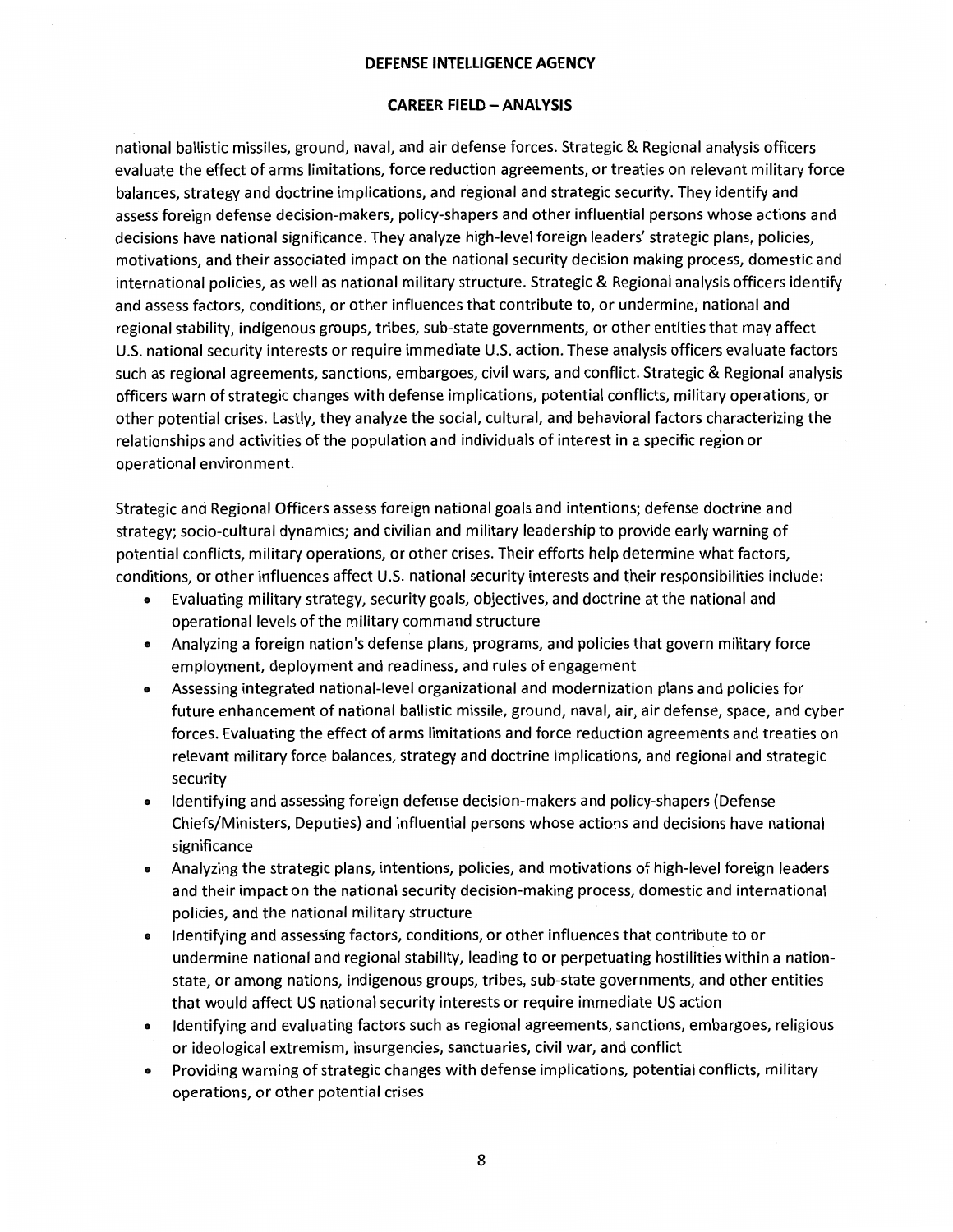national ballistic missiles, ground, naval, and air defense forces. Strategic & Regional analysis officers evaluate the effect of arms limitations, force reduction agreements, or treaties on relevant military force balances, strategy and doctrine implications, and regional and strategic security. They identify and assess foreign defense decision-makers, policy-shapers and other influential persons whose actions and decisions have national significance. They analyze high-level foreign leaders' strategic plans, policies, motivations, and their associated impact on the national security decision making process, domestic and international policies, as well as national military structure. Strategic & Regional analysis officers identify and assess factors, conditions, or other influences that contribute to, or undermine, national and regional stability, indigenous groups, tribes, sub-state governments, or other entities that may affect U.S. national security interests or require immediate U.S. action. These analysis officers evaluate factors such as regional agreements, sanctions, embargoes, civil wars, and conflict. Strategic & Regional analysis officers warn of strategic changes with defense implications, potential conflicts, military operations, or other potential crises. Lastly, they analyze the social, cultural, and behavioral factors characterizing the relationships and activities of the population and individuals of interest in a specific region or operational environment.

Strategic and Regional Officers assess foreign national goals and intentions; defense doctrine and strategy; socio-cultural dynamics; and civilian and military leadership to provide early warning of potential conflicts, military operations, or other crises. Their efforts help determine what factors, conditions, or other influences affect U.S. national security interests and their responsibilities include:

- Evaluating military strategy, security goals, objectives, and doctrine at the national and operational levels of the military command structure
- Analyzing a foreign nation's defense plans, programs, and policies that govern military force employment, deployment and readiness, and rules of engagement
- Assessing integrated national-level organizational and modernization plans and policies for future enhancement of national ballistic missile, ground, naval, air, air defense, space, and cyber forces. Evaluating the effect of arms limitations and force reduction agreements and treaties on relevant military force balances, strategy and doctrine implications, and regional and strategic security
- Identifying and assessing foreign defense decision-makers and policy-shapers (Defense Chiefs/Ministers, Deputies) and influential persons whose actions and decisions have national significance
- Analyzing the strategic plans, intentions, policies, and motivations of high-level foreign leaders and their impact on the national security decision-making process, domestic and international policies, and the national military structure
- Identifying and assessing factors, conditions, or other influences that contribute to or undermine national and regional stability, leading to or perpetuating hostilities within a nation-state, or among nations, indigenous groups, tribes, sub-state governments, and other entities that would affect US national security interests or require immediate US action
- Identifying and evaluating factors such as regional agreements, sanctions, embargoes, religious or ideological extremism, insurgencies, sanctuaries, civil war, and conflict
- Providing warning of strategic changes with defense implications, potential conflicts, military operations, or other potential crises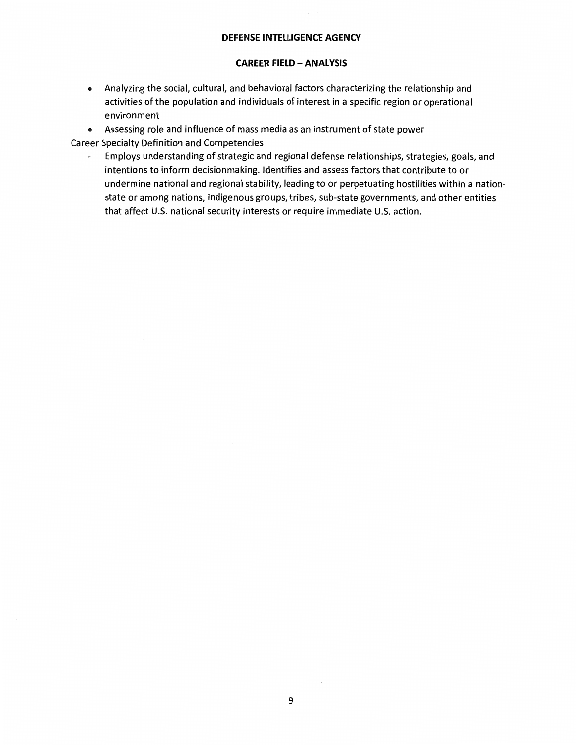**DEFENSE INTELLIGENCE AGENCY**

**CAREER FIELD – ANALYSIS**

- Analyzing the social, cultural, and behavioral factors characterizing the relationship and activities of the population and individuals of interest in a specific region or operational environment
- Assessing role and influence of mass media as an instrument of state power

Career Specialty Definition and Competencies

- Employs understanding of strategic and regional defense relationships, strategies, goals, and intentions to inform decisionmaking. Identifies and assess factors that contribute to or undermine national and regional stability, leading to or perpetuating hostilities within a nation-state or among nations, indigenous groups, tribes, sub-state governments, and other entities that affect U.S. national security interests or require immediate U.S. action.